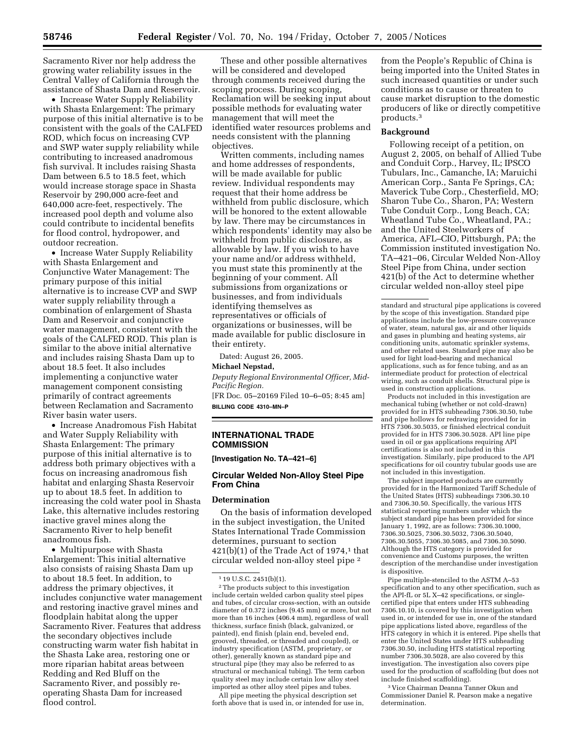Sacramento River nor help address the growing water reliability issues in the Central Valley of California through the assistance of Shasta Dam and Reservoir.

- Increase Water Supply Reliability with Shasta Enlargement: The primary purpose of this initial alternative is to be consistent with the goals of the CALFED ROD, which focus on increasing CVP and SWP water supply reliability while contributing to increased anadromous fish survival. It includes raising Shasta Dam between 6.5 to 18.5 feet, which would increase storage space in Shasta Reservoir by 290,000 acre-feet and 640,000 acre-feet, respectively. The increased pool depth and volume also could contribute to incidental benefits for flood control, hydropower, and outdoor recreation.
- Increase Water Supply Reliability with Shasta Enlargement and Conjunctive Water Management: The primary purpose of this initial alternative is to increase CVP and SWP water supply reliability through a combination of enlargement of Shasta Dam and Reservoir and conjunctive water management, consistent with the goals of the CALFED ROD. This plan is similar to the above initial alternative and includes raising Shasta Dam up to about 18.5 feet. It also includes implementing a conjunctive water management component consisting primarily of contract agreements between Reclamation and Sacramento River basin water users.
- Increase Anadromous Fish Habitat and Water Supply Reliability with Shasta Enlargement: The primary purpose of this initial alternative is to address both primary objectives with a focus on increasing anadromous fish habitat and enlarging Shasta Reservoir up to about 18.5 feet. In addition to increasing the cold water pool in Shasta Lake, this alternative includes restoring inactive gravel mines along the Sacramento River to help benefit anadromous fish.
- Multipurpose with Shasta Enlargement: This initial alternative also consists of raising Shasta Dam up to about 18.5 feet. In addition, to address the primary objectives, it includes conjunctive water management and restoring inactive gravel mines and floodplain habitat along the upper Sacramento River. Features that address the secondary objectives include constructing warm water fish habitat in the Shasta Lake area, restoring one or more riparian habitat areas between Redding and Red Bluff on the Sacramento River, and possibly re-operating Shasta Dam for increased flood control.

These and other possible alternatives will be considered and developed through comments received during the scoping process. During scoping, Reclamation will be seeking input about possible methods for evaluating water management that will meet the identified water resources problems and needs consistent with the planning objectives.

Written comments, including names and home addresses of respondents, will be made available for public review. Individual respondents may request that their home address be withheld from public disclosure, which will be honored to the extent allowable by law. There may be circumstances in which respondents' identity may also be withheld from public disclosure, as allowable by law. If you wish to have your name and/or address withheld, you must state this prominently at the beginning of your comment. All submissions from organizations or businesses, and from individuals identifying themselves as representatives or officials of organizations or businesses, will be made available for public disclosure in their entirety.

Dated: August 26, 2005.

**Michael Nepstad,**

*Deputy Regional Environmental Officer, Mid-Pacific Region.*

[FR Doc. 05–20169 Filed 10–6–05; 8:45 am]

**BILLING CODE 4310–MN–P**

## INTERNATIONAL TRADE COMMISSION

**[Investigation No. TA–421–6]**

### Circular Welded Non-Alloy Steel Pipe From China

#### Determination

On the basis of information developed in the subject investigation, the United States International Trade Commission determines, pursuant to section 421(b)(1) of the Trade Act of 1974,[1] that circular welded non-alloy steel pipe [2] from the People's Republic of China is being imported into the United States in such increased quantities or under such conditions as to cause or threaten to cause market disruption to the domestic producers of like or directly competitive products.[3]

#### Background

Following receipt of a petition, on August 2, 2005, on behalf of Allied Tube and Conduit Corp., Harvey, IL; IPSCO Tubulars, Inc., Camanche, IA; Maruichi American Corp., Santa Fe Springs, CA; Maverick Tube Corp., Chesterfield, MO; Sharon Tube Co., Sharon, PA; Western Tube Conduit Corp., Long Beach, CA; Wheatland Tube Co., Wheatland, PA.; and the United Steelworkers of America, AFL–CIO, Pittsburgh, PA; the Commission instituted investigation No. TA–421–06, Circular Welded Non-Alloy Steel Pipe from China, under section 421(b) of the Act to determine whether circular welded non-alloy steel pipe

---

[1] 19 U.S.C. 2451(b)(1).

[2] The products subject to this investigation include certain welded carbon quality steel pipes and tubes, of circular cross-section, with an outside diameter of 0.372 inches (9.45 mm) or more, but not more than 16 inches (406.4 mm), regardless of wall thickness, surface finish (black, galvanized, or painted), end finish (plain end, beveled end, grooved, threaded, or threaded and coupled), or industry specification (ASTM, proprietary, or other), generally known as standard pipe and structural pipe (they may also be referred to as structural or mechanical tubing). The term carbon quality steel may include certain low alloy steel imported as other alloy steel pipes and tubes.

All pipe meeting the physical description set forth above that is used in, or intended for use in, standard and structural pipe applications is covered by the scope of this investigation. Standard pipe applications include the low-pressure conveyance of water, steam, natural gas, air and other liquids and gases in plumbing and heating systems, air conditioning units, automatic sprinkler systems, and other related uses. Standard pipe may also be used for light load-bearing and mechanical applications, such as for fence tubing, and as an intermediate product for protection of electrical wiring, such as conduit shells. Structural pipe is used in construction applications.

Products not included in this investigation are mechanical tubing (whether or not cold-drawn) provided for in HTS subheading 7306.30.50, tube and pipe hollows for redrawing provided for in HTS 7306.30.5035, or finished electrical conduit provided for in HTS 7306.30.5028. API line pipe used in oil or gas applications requiring API certifications is also not included in this investigation. Similarly, pipe produced to the API specifications for oil country tubular goods use are not included in this investigation.

The subject imported products are currently provided for in the Harmonized Tariff Schedule of the United States (HTS) subheadings 7306.30.10 and 7306.30.50. Specifically, the various HTS statistical reporting numbers under which the subject standard pipe has been provided for since January 1, 1992, are as follows: 7306.30.1000, 7306.30.5025, 7306.30.5032, 7306.30.5040, 7306.30.5055, 7306.30.5085, and 7306.30.5090. Although the HTS category is provided for convenience and Customs purposes, the written description of the merchandise under investigation is dispositive.

Pipe multiple-stenciled to the ASTM A–53 specification and to any other specification, such as the API-fL or 5L X–42 specifications, or single-certified pipe that enters under HTS subheading 7306.10.10, is covered by this investigation when used in, or intended for use in, one of the standard pipe applications listed above, regardless of the HTS category in which it is entered. Pipe shells that enter the United States under HTS subheading 7306.30.50, including HTS statistical reporting number 7306.30.5028, are also covered by this investigation. The investigation also covers pipe used for the production of scaffolding (but does not include finished scaffolding).

[3] Vice Chairman Deanna Tanner Okun and Commissioner Daniel R. Pearson make a negative determination.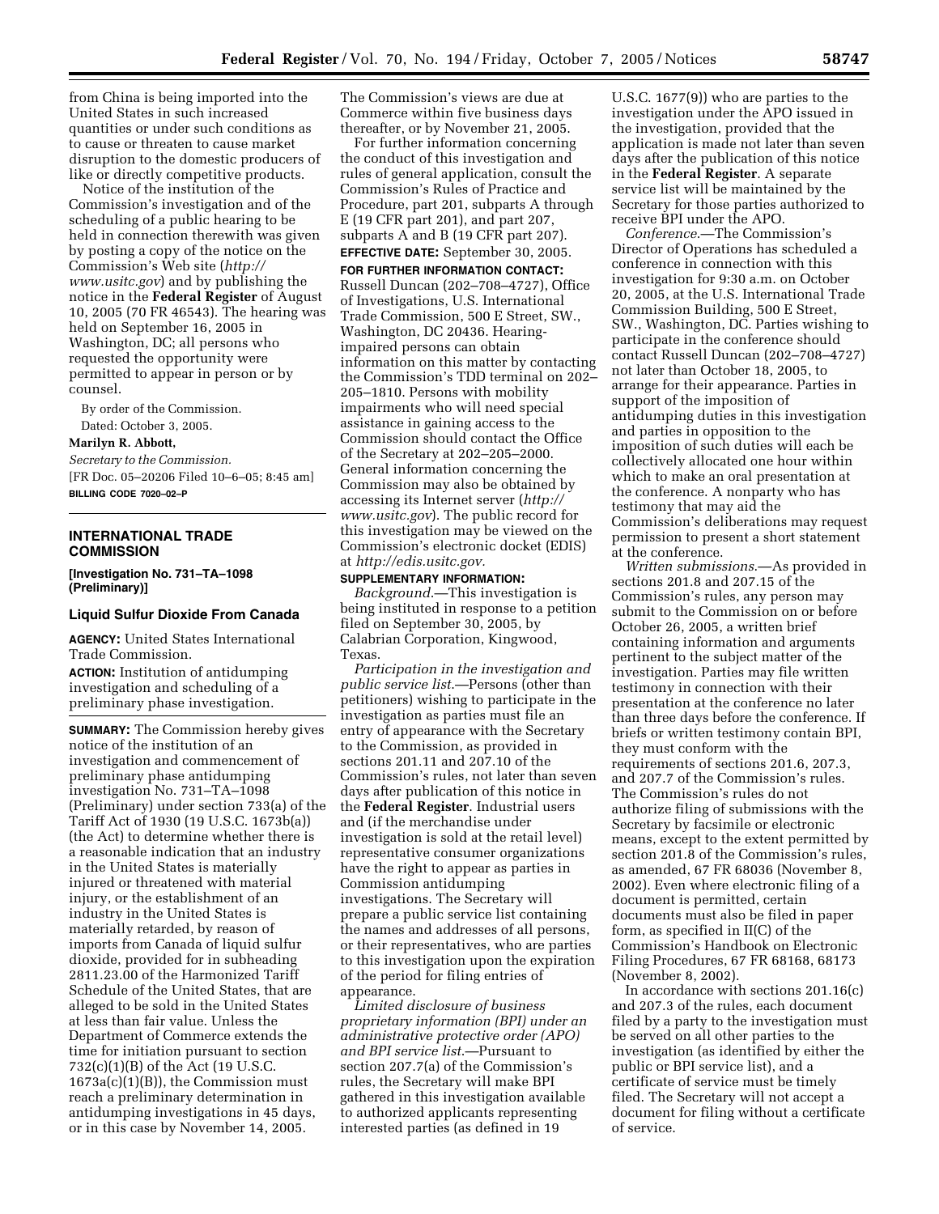from China is being imported into the United States in such increased quantities or under such conditions as to cause or threaten to cause market disruption to the domestic producers of like or directly competitive products.

Notice of the institution of the Commission's investigation and of the scheduling of a public hearing to be held in connection therewith was given by posting a copy of the notice on the Commission's Web site (*http://www.usitc.gov*) and by publishing the notice in the **Federal Register** of August 10, 2005 (70 FR 46543). The hearing was held on September 16, 2005 in Washington, DC; all persons who requested the opportunity were permitted to appear in person or by counsel.

By order of the Commission.

Dated: October 3, 2005.

**Marilyn R. Abbott,**

*Secretary to the Commission.*

[FR Doc. 05–20206 Filed 10–6–05; 8:45 am]

**BILLING CODE 7020–02–P**

---

## INTERNATIONAL TRADE COMMISSION

**[Investigation No. 731–TA–1098 (Preliminary)]**

### Liquid Sulfur Dioxide From Canada

**AGENCY:** United States International Trade Commission.

**ACTION:** Institution of antidumping investigation and scheduling of a preliminary phase investigation.

**SUMMARY:** The Commission hereby gives notice of the institution of an investigation and commencement of preliminary phase antidumping investigation No. 731–TA–1098 (Preliminary) under section 733(a) of the Tariff Act of 1930 (19 U.S.C. 1673b(a)) (the Act) to determine whether there is a reasonable indication that an industry in the United States is materially injured or threatened with material injury, or the establishment of an industry in the United States is materially retarded, by reason of imports from Canada of liquid sulfur dioxide, provided for in subheading 2811.23.00 of the Harmonized Tariff Schedule of the United States, that are alleged to be sold in the United States at less than fair value. Unless the Department of Commerce extends the time for initiation pursuant to section 732(c)(1)(B) of the Act (19 U.S.C. 1673a(c)(1)(B)), the Commission must reach a preliminary determination in antidumping investigations in 45 days, or in this case by November 14, 2005. The Commission's views are due at Commerce within five business days thereafter, or by November 21, 2005.

For further information concerning the conduct of this investigation and rules of general application, consult the Commission's Rules of Practice and Procedure, part 201, subparts A through E (19 CFR part 201), and part 207, subparts A and B (19 CFR part 207).

**EFFECTIVE DATE:** September 30, 2005.

**FOR FURTHER INFORMATION CONTACT:** Russell Duncan (202–708–4727), Office of Investigations, U.S. International Trade Commission, 500 E Street, SW., Washington, DC 20436. Hearing-impaired persons can obtain information on this matter by contacting the Commission's TDD terminal on 202–205–1810. Persons with mobility impairments who will need special assistance in gaining access to the Commission should contact the Office of the Secretary at 202–205–2000. General information concerning the Commission may also be obtained by accessing its Internet server (*http://www.usitc.gov*). The public record for this investigation may be viewed on the Commission's electronic docket (EDIS) at *http://edis.usitc.gov.*

**SUPPLEMENTARY INFORMATION:**

*Background*.—This investigation is being instituted in response to a petition filed on September 30, 2005, by Calabrian Corporation, Kingwood, Texas.

*Participation in the investigation and public service list*.—Persons (other than petitioners) wishing to participate in the investigation as parties must file an entry of appearance with the Secretary to the Commission, as provided in sections 201.11 and 207.10 of the Commission's rules, not later than seven days after publication of this notice in the **Federal Register**. Industrial users and (if the merchandise under investigation is sold at the retail level) representative consumer organizations have the right to appear as parties in Commission antidumping investigations. The Secretary will prepare a public service list containing the names and addresses of all persons, or their representatives, who are parties to this investigation upon the expiration of the period for filing entries of appearance.

*Limited disclosure of business proprietary information (BPI) under an administrative protective order (APO) and BPI service list*.—Pursuant to section 207.7(a) of the Commission's rules, the Secretary will make BPI gathered in this investigation available to authorized applicants representing interested parties (as defined in 19 U.S.C. 1677(9)) who are parties to the investigation under the APO issued in the investigation, provided that the application is made not later than seven days after the publication of this notice in the **Federal Register**. A separate service list will be maintained by the Secretary for those parties authorized to receive BPI under the APO.

*Conference*.—The Commission's Director of Operations has scheduled a conference in connection with this investigation for 9:30 a.m. on October 20, 2005, at the U.S. International Trade Commission Building, 500 E Street, SW., Washington, DC. Parties wishing to participate in the conference should contact Russell Duncan (202–708–4727) not later than October 18, 2005, to arrange for their appearance. Parties in support of the imposition of antidumping duties in this investigation and parties in opposition to the imposition of such duties will each be collectively allocated one hour within which to make an oral presentation at the conference. A nonparty who has testimony that may aid the Commission's deliberations may request permission to present a short statement at the conference.

*Written submissions*.—As provided in sections 201.8 and 207.15 of the Commission's rules, any person may submit to the Commission on or before October 26, 2005, a written brief containing information and arguments pertinent to the subject matter of the investigation. Parties may file written testimony in connection with their presentation at the conference no later than three days before the conference. If briefs or written testimony contain BPI, they must conform with the requirements of sections 201.6, 207.3, and 207.7 of the Commission's rules. The Commission's rules do not authorize filing of submissions with the Secretary by facsimile or electronic means, except to the extent permitted by section 201.8 of the Commission's rules, as amended, 67 FR 68036 (November 8, 2002). Even where electronic filing of a document is permitted, certain documents must also be filed in paper form, as specified in II(C) of the Commission's Handbook on Electronic Filing Procedures, 67 FR 68168, 68173 (November 8, 2002).

In accordance with sections 201.16(c) and 207.3 of the rules, each document filed by a party to the investigation must be served on all other parties to the investigation (as identified by either the public or BPI service list), and a certificate of service must be timely filed. The Secretary will not accept a document for filing without a certificate of service.